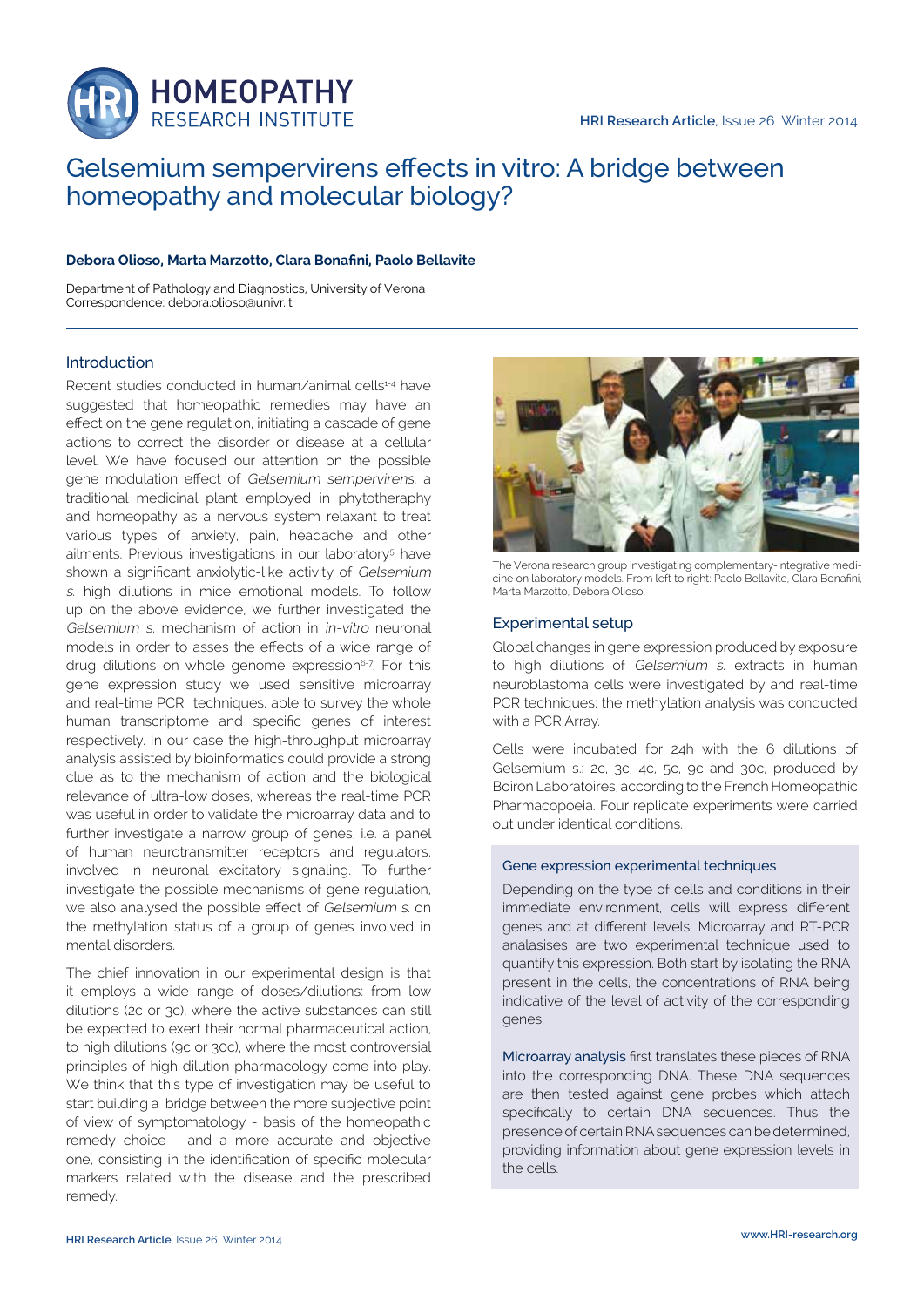# Gelsemium sempervirens effects in vitro: A bridge between homeopathy and molecular biology?

**Debora Olioso, Marta Marzotto, Clara Bonafini, Paolo Bellavite**

Department of Pathology and Diagnostics, University of Verona
Correspondence: debora.olioso@univr.it

## Introduction

Recent studies conducted in human/animal cells[1-4] have suggested that homeopathic remedies may have an effect on the gene regulation, initiating a cascade of gene actions to correct the disorder or disease at a cellular level. We have focused our attention on the possible gene modulation effect of *Gelsemium sempervirens*, a traditional medicinal plant employed in phytotheraphy and homeopathy as a nervous system relaxant to treat various types of anxiety, pain, headache and other ailments. Previous investigations in our laboratory[5] have shown a significant anxiolytic-like activity of *Gelsemium s.* high dilutions in mice emotional models. To follow up on the above evidence, we further investigated the *Gelsemium s.* mechanism of action in *in-vitro* neuronal models in order to asses the effects of a wide range of drug dilutions on whole genome expression[6-7]. For this gene expression study we used sensitive microarray and real-time PCR techniques, able to survey the whole human transcriptome and specific genes of interest respectively. In our case the high-throughput microarray analysis assisted by bioinformatics could provide a strong clue as to the mechanism of action and the biological relevance of ultra-low doses, whereas the real-time PCR was useful in order to validate the microarray data and to further investigate a narrow group of genes, i.e. a panel of human neurotransmitter receptors and regulators, involved in neuronal excitatory signaling. To further investigate the possible mechanisms of gene regulation, we also analysed the possible effect of *Gelsemium s.* on the methylation status of a group of genes involved in mental disorders.

The chief innovation in our experimental design is that it employs a wide range of doses/dilutions: from low dilutions (2c or 3c), where the active substances can still be expected to exert their normal pharmaceutical action, to high dilutions (9c or 30c), where the most controversial principles of high dilution pharmacology come into play. We think that this type of investigation may be useful to start building a bridge between the more subjective point of view of symptomatology - basis of the homeopathic remedy choice - and a more accurate and objective one, consisting in the identification of specific molecular markers related with the disease and the prescribed remedy.

The Verona research group investigating complementary-integrative medicine on laboratory models. From left to right: Paolo Bellavite, Clara Bonafini, Marta Marzotto, Debora Olioso.

## Experimental setup

Global changes in gene expression produced by exposure to high dilutions of *Gelsemium s.* extracts in human neuroblastoma cells were investigated by and real-time PCR techniques; the methylation analysis was conducted with a PCR Array.

Cells were incubated for 24h with the 6 dilutions of Gelsemium s.: 2c, 3c, 4c, 5c, 9c and 30c, produced by Boiron Laboratoires, according to the French Homeopathic Pharmacopoeia. Four replicate experiments were carried out under identical conditions.

### Gene expression experimental techniques

Depending on the type of cells and conditions in their immediate environment, cells will express different genes and at different levels. Microarray and RT-PCR analasises are two experimental technique used to quantify this expression. Both start by isolating the RNA present in the cells, the concentrations of RNA being indicative of the level of activity of the corresponding genes.

Microarray analysis first translates these pieces of RNA into the corresponding DNA. These DNA sequences are then tested against gene probes which attach specifically to certain DNA sequences. Thus the presence of certain RNA sequences can be determined, providing information about gene expression levels in the cells.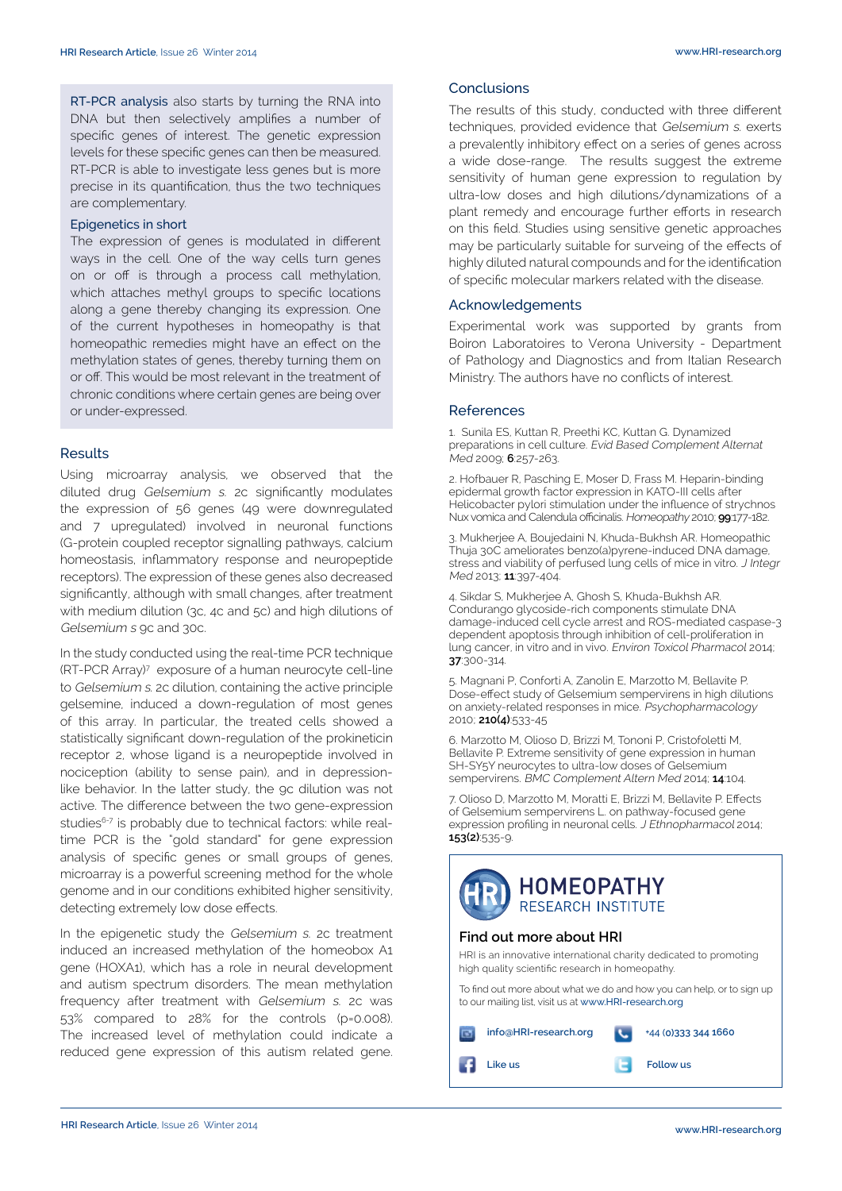**RT-PCR analysis** also starts by turning the RNA into DNA but then selectively amplifies a number of specific genes of interest. The genetic expression levels for these specific genes can then be measured. RT-PCR is able to investigate less genes but is more precise in its quantification, thus the two techniques are complementary.

### Epigenetics in short

The expression of genes is modulated in different ways in the cell. One of the way cells turn genes on or off is through a process call methylation, which attaches methyl groups to specific locations along a gene thereby changing its expression. One of the current hypotheses in homeopathy is that homeopathic remedies might have an effect on the methylation states of genes, thereby turning them on or off. This would be most relevant in the treatment of chronic conditions where certain genes are being over or under-expressed.

## Results

Using microarray analysis, we observed that the diluted drug *Gelsemium s.* 2c significantly modulates the expression of 56 genes (49 were downregulated and 7 upregulated) involved in neuronal functions (G-protein coupled receptor signalling pathways, calcium homeostasis, inflammatory response and neuropeptide receptors). The expression of these genes also decreased significantly, although with small changes, after treatment with medium dilution (3c, 4c and 5c) and high dilutions of *Gelsemium s* 9c and 30c.

In the study conducted using the real-time PCR technique (RT-PCR Array)[7] exposure of a human neurocyte cell-line to *Gelsemium s.* 2c dilution, containing the active principle gelsemine, induced a down-regulation of most genes of this array. In particular, the treated cells showed a statistically significant down-regulation of the prokineticin receptor 2, whose ligand is a neuropeptide involved in nociception (ability to sense pain), and in depression-like behavior. In the latter study, the 9c dilution was not active. The difference between the two gene-expression studies[6-7] is probably due to technical factors: while real-time PCR is the "gold standard" for gene expression analysis of specific genes or small groups of genes, microarray is a powerful screening method for the whole genome and in our conditions exhibited higher sensitivity, detecting extremely low dose effects.

In the epigenetic study the *Gelsemium s.* 2c treatment induced an increased methylation of the homeobox A1 gene (HOXA1), which has a role in neural development and autism spectrum disorders. The mean methylation frequency after treatment with *Gelsemium s.* 2c was 53% compared to 28% for the controls ($p=0.008$). The increased level of methylation could indicate a reduced gene expression of this autism related gene.

## Conclusions

The results of this study, conducted with three different techniques, provided evidence that *Gelsemium s.* exerts a prevalently inhibitory effect on a series of genes across a wide dose-range. The results suggest the extreme sensitivity of human gene expression to regulation by ultra-low doses and high dilutions/dynamizations of a plant remedy and encourage further efforts in research on this field. Studies using sensitive genetic approaches may be particularly suitable for surveying of the effects of highly diluted natural compounds and for the identification of specific molecular markers related with the disease.

## Acknowledgements

Experimental work was supported by grants from Boiron Laboratoires to Verona University - Department of Pathology and Diagnostics and from Italian Research Ministry. The authors have no conflicts of interest.

## References

1. Sunila ES, Kuttan R, Preethi KC, Kuttan G. Dynamized preparations in cell culture. *Evid Based Complement Alternat Med* 2009; **6**:257-263.

2. Hofbauer R, Pasching E, Moser D, Frass M. Heparin-binding epidermal growth factor expression in KATO-III cells after Helicobacter pylori stimulation under the influence of strychnos Nux vomica and Calendula officinalis. *Homeopathy* 2010; **99**:177-182.

3. Mukherjee A, Boujedaini N, Khuda-Bukhsh AR. Homeopathic Thuja 30C ameliorates benzo(a)pyrene-induced DNA damage, stress and viability of perfused lung cells of mice in vitro. *J Integr Med* 2013; **11**:397-404.

4. Sikdar S, Mukherjee A, Ghosh S, Khuda-Bukhsh AR. Condurango glycoside-rich components stimulate DNA damage-induced cell cycle arrest and ROS-mediated caspase-3 dependent apoptosis through inhibition of cell-proliferation in lung cancer, in vitro and in vivo. *Environ Toxicol Pharmacol* 2014; **37**:300-314.

5. Magnani P, Conforti A, Zanolin E, Marzotto M, Bellavite P. Dose-effect study of Gelsemium sempervirens in high dilutions on anxiety-related responses in mice. *Psychopharmacology* 2010; **210(4)**:533-45

6. Marzotto M, Olioso D, Brizzi M, Tononi P, Cristofoletti M, Bellavite P. Extreme sensitivity of gene expression in human SH-SY5Y neurocytes to ultra-low doses of Gelsemium sempervirens. *BMC Complement Altern Med* 2014; **14**:104.

7. Olioso D, Marzotto M, Moratti E, Brizzi M, Bellavite P. Effects of Gelsemium sempervirens L. on pathway-focused gene expression profiling in neuronal cells. *J Ethnopharmacol* 2014; **153(2)**:535-9.

HOMEOPATHY RESEARCH INSTITUTE

### Find out more about HRI

HRI is an innovative international charity dedicated to promoting high quality scientific research in homeopathy.

To find out more about what we do and how you can help, or to sign up to our mailing list, visit us at www.HRI-research.org

info@HRI-research.org

+44 (0)333 344 1660

Like us

Follow us